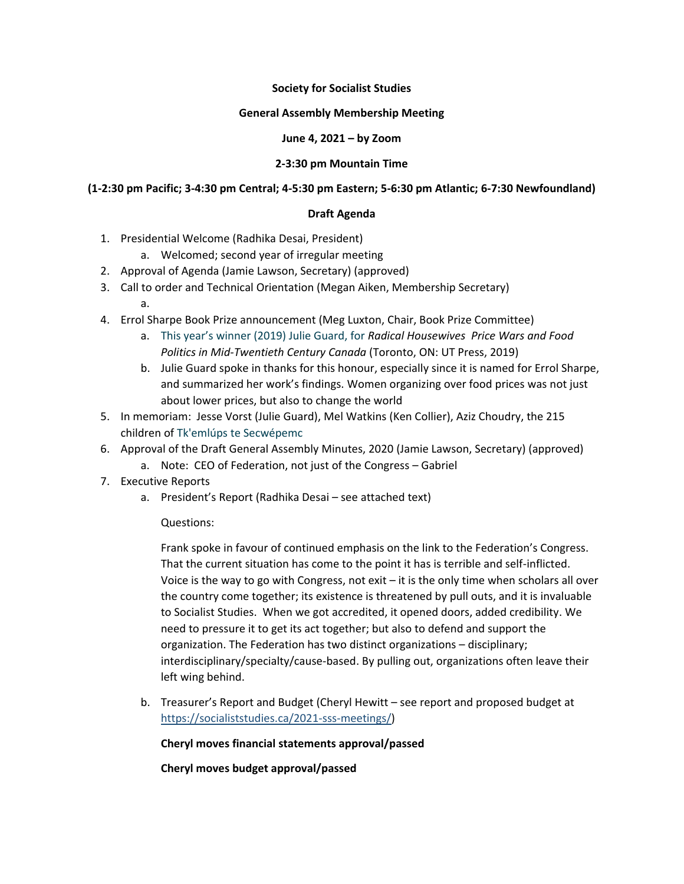**Society for Socialist Studies**

**General Assembly Membership Meeting**

**June 4, 2021 – by Zoom**

**2-3:30 pm Mountain Time**

**(1-2:30 pm Pacific; 3-4:30 pm Central; 4-5:30 pm Eastern; 5-6:30 pm Atlantic; 6-7:30 Newfoundland)**

**Draft Agenda**

1. Presidential Welcome (Radhika Desai, President)
    a. Welcomed; second year of irregular meeting
2. Approval of Agenda (Jamie Lawson, Secretary) (approved)
3. Call to order and Technical Orientation (Megan Aiken, Membership Secretary)
    a.
4. Errol Sharpe Book Prize announcement (Meg Luxton, Chair, Book Prize Committee)
    a. This year's winner (2019) Julie Guard, for *Radical Housewives Price Wars and Food Politics in Mid-Twentieth Century Canada* (Toronto, ON: UT Press, 2019)
    b. Julie Guard spoke in thanks for this honour, especially since it is named for Errol Sharpe, and summarized her work's findings. Women organizing over food prices was not just about lower prices, but also to change the world
5. In memoriam: Jesse Vorst (Julie Guard), Mel Watkins (Ken Collier), Aziz Choudry, the 215 children of Tk'emlúps te Secwépemc
6. Approval of the Draft General Assembly Minutes, 2020 (Jamie Lawson, Secretary) (approved)
    a. Note: CEO of Federation, not just of the Congress – Gabriel
7. Executive Reports
    a. President's Report (Radhika Desai – see attached text)

       Questions:

       Frank spoke in favour of continued emphasis on the link to the Federation's Congress. That the current situation has come to the point it has is terrible and self-inflicted. Voice is the way to go with Congress, not exit – it is the only time when scholars all over the country come together; its existence is threatened by pull outs, and it is invaluable to Socialist Studies. When we got accredited, it opened doors, added credibility. We need to pressure it to get its act together; but also to defend and support the organization. The Federation has two distinct organizations – disciplinary; interdisciplinary/specialty/cause-based. By pulling out, organizations often leave their left wing behind.

    b. Treasurer's Report and Budget (Cheryl Hewitt – see report and proposed budget at https://socialiststudies.ca/2021-sss-meetings/)

       **Cheryl moves financial statements approval/passed**

       **Cheryl moves budget approval/passed**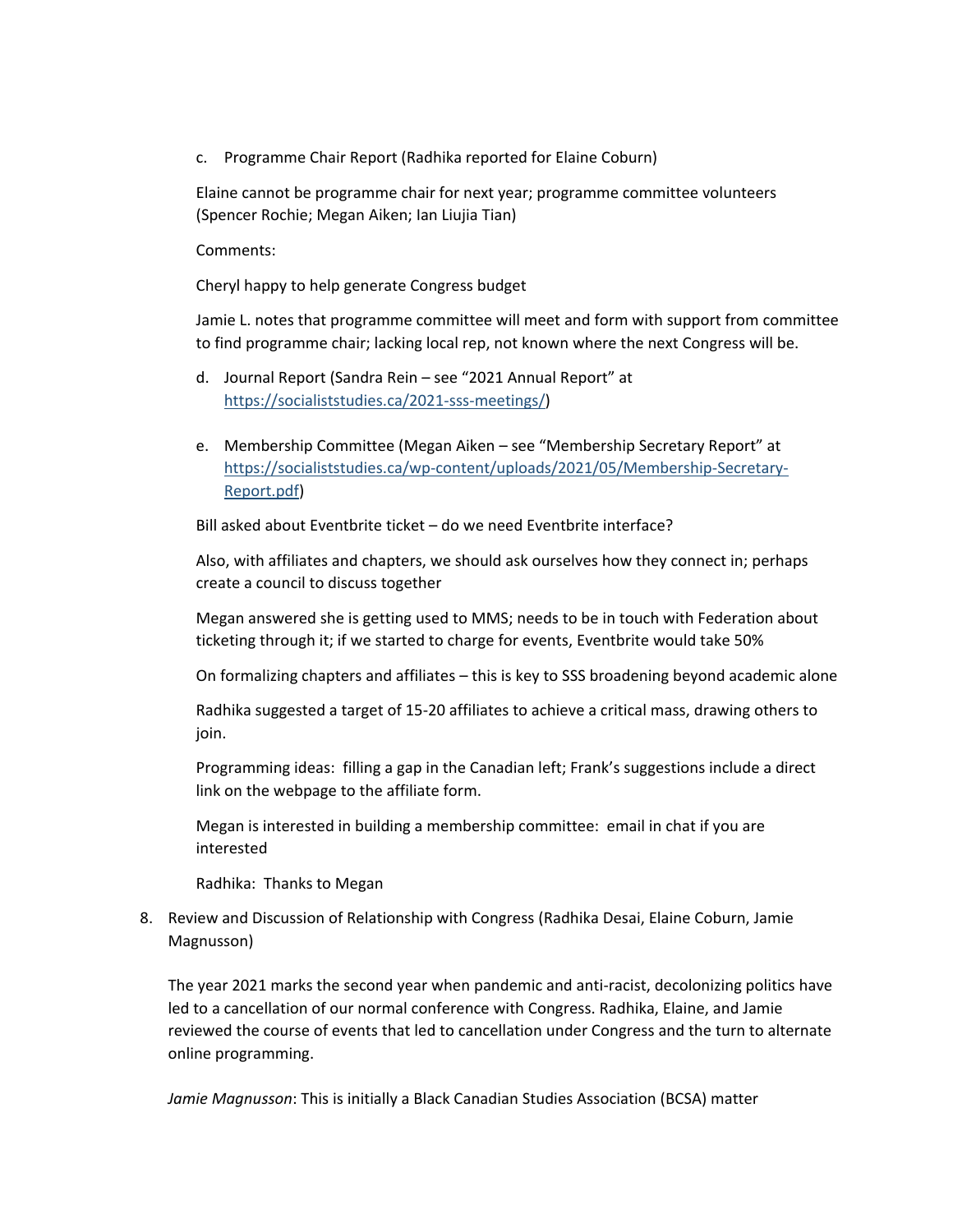c. Programme Chair Report (Radhika reported for Elaine Coburn)

Elaine cannot be programme chair for next year; programme committee volunteers (Spencer Rochie; Megan Aiken; Ian Liujia Tian)

Comments:

Cheryl happy to help generate Congress budget

Jamie L. notes that programme committee will meet and form with support from committee to find programme chair; lacking local rep, not known where the next Congress will be.

d. Journal Report (Sandra Rein – see "2021 Annual Report" at [https://socialiststudies.ca/2021-sss-meetings/](https://socialiststudies.ca/2021-sss-meetings/))

e. Membership Committee (Megan Aiken – see "Membership Secretary Report" at [https://socialiststudies.ca/wp-content/uploads/2021/05/Membership-Secretary-Report.pdf](https://socialiststudies.ca/wp-content/uploads/2021/05/Membership-Secretary-Report.pdf))

Bill asked about Eventbrite ticket – do we need Eventbrite interface?

Also, with affiliates and chapters, we should ask ourselves how they connect in; perhaps create a council to discuss together

Megan answered she is getting used to MMS; needs to be in touch with Federation about ticketing through it; if we started to charge for events, Eventbrite would take 50%

On formalizing chapters and affiliates – this is key to SSS broadening beyond academic alone

Radhika suggested a target of 15-20 affiliates to achieve a critical mass, drawing others to join.

Programming ideas: filling a gap in the Canadian left; Frank's suggestions include a direct link on the webpage to the affiliate form.

Megan is interested in building a membership committee: email in chat if you are interested

Radhika: Thanks to Megan

8. Review and Discussion of Relationship with Congress (Radhika Desai, Elaine Coburn, Jamie Magnusson)

The year 2021 marks the second year when pandemic and anti-racist, decolonizing politics have led to a cancellation of our normal conference with Congress. Radhika, Elaine, and Jamie reviewed the course of events that led to cancellation under Congress and the turn to alternate online programming.

*Jamie Magnusson*: This is initially a Black Canadian Studies Association (BCSA) matter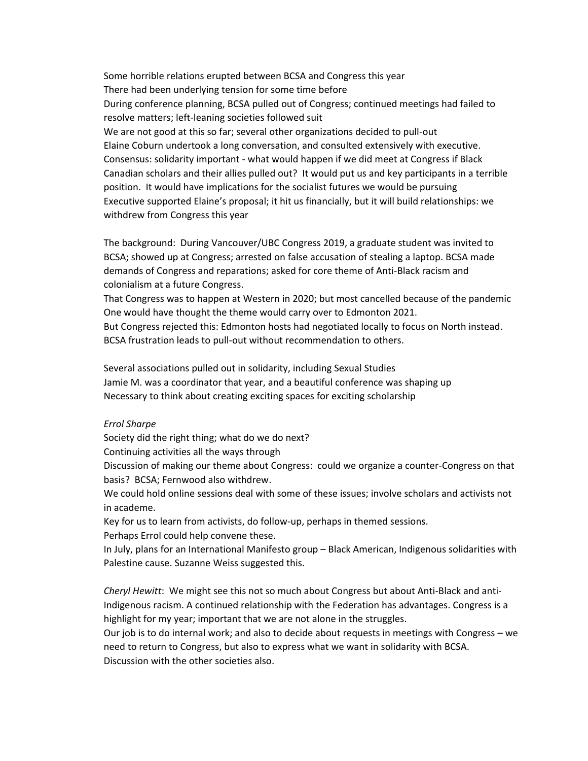Some horrible relations erupted between BCSA and Congress this year
There had been underlying tension for some time before
During conference planning, BCSA pulled out of Congress; continued meetings had failed to resolve matters; left-leaning societies followed suit
We are not good at this so far; several other organizations decided to pull-out
Elaine Coburn undertook a long conversation, and consulted extensively with executive.
Consensus: solidarity important - what would happen if we did meet at Congress if Black Canadian scholars and their allies pulled out? It would put us and key participants in a terrible position. It would have implications for the socialist futures we would be pursuing
Executive supported Elaine's proposal; it hit us financially, but it will build relationships: we withdrew from Congress this year

The background: During Vancouver/UBC Congress 2019, a graduate student was invited to BCSA; showed up at Congress; arrested on false accusation of stealing a laptop. BCSA made demands of Congress and reparations; asked for core theme of Anti-Black racism and colonialism at a future Congress.
That Congress was to happen at Western in 2020; but most cancelled because of the pandemic
One would have thought the theme would carry over to Edmonton 2021.
But Congress rejected this: Edmonton hosts had negotiated locally to focus on North instead.
BCSA frustration leads to pull-out without recommendation to others.

Several associations pulled out in solidarity, including Sexual Studies
Jamie M. was a coordinator that year, and a beautiful conference was shaping up
Necessary to think about creating exciting spaces for exciting scholarship

*Errol Sharpe*
Society did the right thing; what do we do next?
Continuing activities all the ways through
Discussion of making our theme about Congress: could we organize a counter-Congress on that basis? BCSA; Fernwood also withdrew.
We could hold online sessions deal with some of these issues; involve scholars and activists not in academe.
Key for us to learn from activists, do follow-up, perhaps in themed sessions.
Perhaps Errol could help convene these.
In July, plans for an International Manifesto group – Black American, Indigenous solidarities with Palestine cause. Suzanne Weiss suggested this.

*Cheryl Hewitt*: We might see this not so much about Congress but about Anti-Black and anti-Indigenous racism. A continued relationship with the Federation has advantages. Congress is a highlight for my year; important that we are not alone in the struggles.
Our job is to do internal work; and also to decide about requests in meetings with Congress – we need to return to Congress, but also to express what we want in solidarity with BCSA.
Discussion with the other societies also.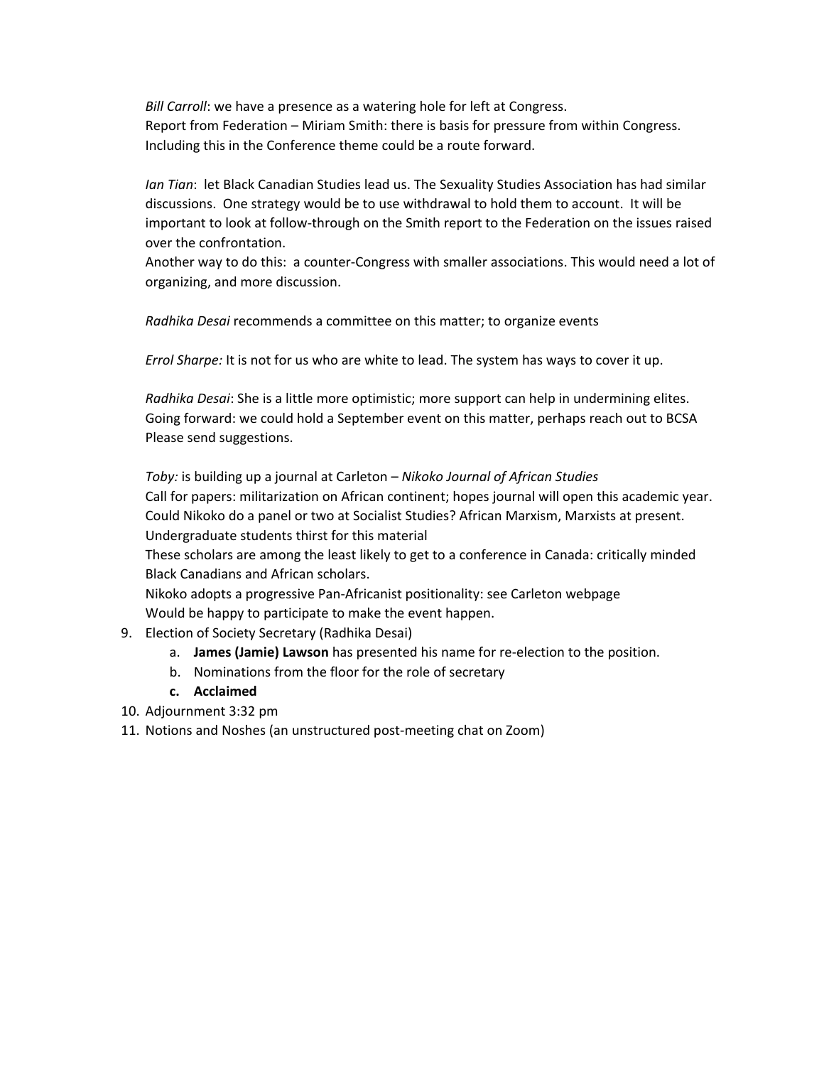*Bill Carroll*: we have a presence as a watering hole for left at Congress.
Report from Federation – Miriam Smith: there is basis for pressure from within Congress. Including this in the Conference theme could be a route forward.

*Ian Tian*: let Black Canadian Studies lead us. The Sexuality Studies Association has had similar discussions. One strategy would be to use withdrawal to hold them to account. It will be important to look at follow-through on the Smith report to the Federation on the issues raised over the confrontation.
Another way to do this: a counter-Congress with smaller associations. This would need a lot of organizing, and more discussion.

*Radhika Desai* recommends a committee on this matter; to organize events

*Errol Sharpe:* It is not for us who are white to lead. The system has ways to cover it up.

*Radhika Desai*: She is a little more optimistic; more support can help in undermining elites.
Going forward: we could hold a September event on this matter, perhaps reach out to BCSA
Please send suggestions.

*Toby:* is building up a journal at Carleton – *Nikoko Journal of African Studies*
Call for papers: militarization on African continent; hopes journal will open this academic year.
Could Nikoko do a panel or two at Socialist Studies? African Marxism, Marxists at present.
Undergraduate students thirst for this material
These scholars are among the least likely to get to a conference in Canada: critically minded Black Canadians and African scholars.
Nikoko adopts a progressive Pan-Africanist positionality: see Carleton webpage
Would be happy to participate to make the event happen.

9. Election of Society Secretary (Radhika Desai)
   a. **James (Jamie) Lawson** has presented his name for re-election to the position.
   b. Nominations from the floor for the role of secretary
   c. **Acclaimed**
10. Adjournment 3:32 pm
11. Notions and Noshes (an unstructured post-meeting chat on Zoom)